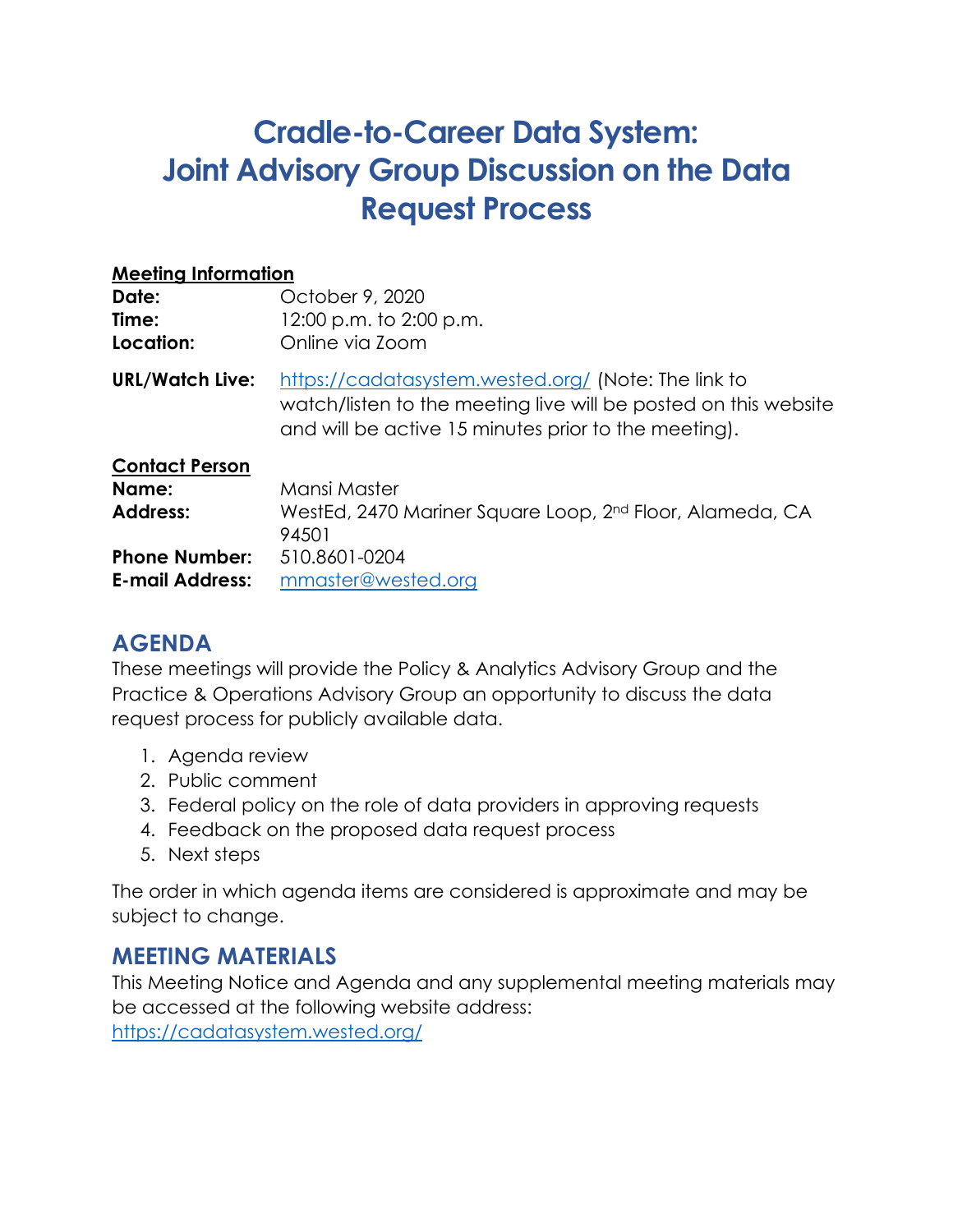# Cradle-to-Career Data System: Joint Advisory Group Discussion on the Data Request Process

**Meeting Information**

**Date:** October 9, 2020
**Time:** 12:00 p.m. to 2:00 p.m.
**Location:** Online via Zoom

**URL/Watch Live:** https://cadatasystem.wested.org/ (Note: The link to watch/listen to the meeting live will be posted on this website and will be active 15 minutes prior to the meeting).

**Contact Person**

**Name:** Mansi Master
**Address:** WestEd, 2470 Mariner Square Loop, 2nd Floor, Alameda, CA 94501
**Phone Number:** 510.8601-0204
**E-mail Address:** mmaster@wested.org

## AGENDA

These meetings will provide the Policy & Analytics Advisory Group and the Practice & Operations Advisory Group an opportunity to discuss the data request process for publicly available data.

1. Agenda review
2. Public comment
3. Federal policy on the role of data providers in approving requests
4. Feedback on the proposed data request process
5. Next steps

The order in which agenda items are considered is approximate and may be subject to change.

## MEETING MATERIALS

This Meeting Notice and Agenda and any supplemental meeting materials may be accessed at the following website address:
https://cadatasystem.wested.org/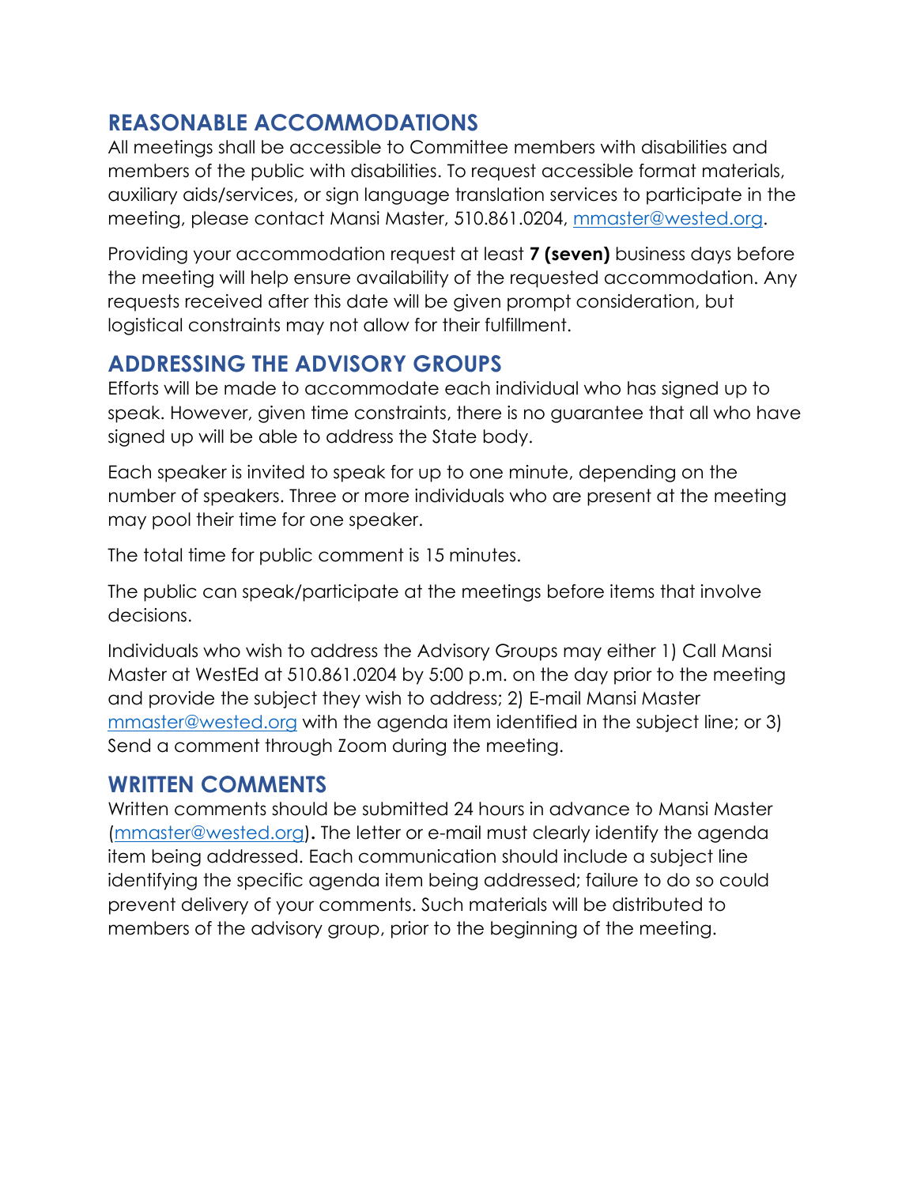## REASONABLE ACCOMMODATIONS

All meetings shall be accessible to Committee members with disabilities and members of the public with disabilities. To request accessible format materials, auxiliary aids/services, or sign language translation services to participate in the meeting, please contact Mansi Master, 510.861.0204, mmaster@wested.org.

Providing your accommodation request at least **7 (seven)** business days before the meeting will help ensure availability of the requested accommodation. Any requests received after this date will be given prompt consideration, but logistical constraints may not allow for their fulfillment.

## ADDRESSING THE ADVISORY GROUPS

Efforts will be made to accommodate each individual who has signed up to speak. However, given time constraints, there is no guarantee that all who have signed up will be able to address the State body.

Each speaker is invited to speak for up to one minute, depending on the number of speakers. Three or more individuals who are present at the meeting may pool their time for one speaker.

The total time for public comment is 15 minutes.

The public can speak/participate at the meetings before items that involve decisions.

Individuals who wish to address the Advisory Groups may either 1) Call Mansi Master at WestEd at 510.861.0204 by 5:00 p.m. on the day prior to the meeting and provide the subject they wish to address; 2) E-mail Mansi Master mmaster@wested.org with the agenda item identified in the subject line; or 3) Send a comment through Zoom during the meeting.

## WRITTEN COMMENTS

Written comments should be submitted 24 hours in advance to Mansi Master (mmaster@wested.org)**.** The letter or e-mail must clearly identify the agenda item being addressed. Each communication should include a subject line identifying the specific agenda item being addressed; failure to do so could prevent delivery of your comments. Such materials will be distributed to members of the advisory group, prior to the beginning of the meeting.